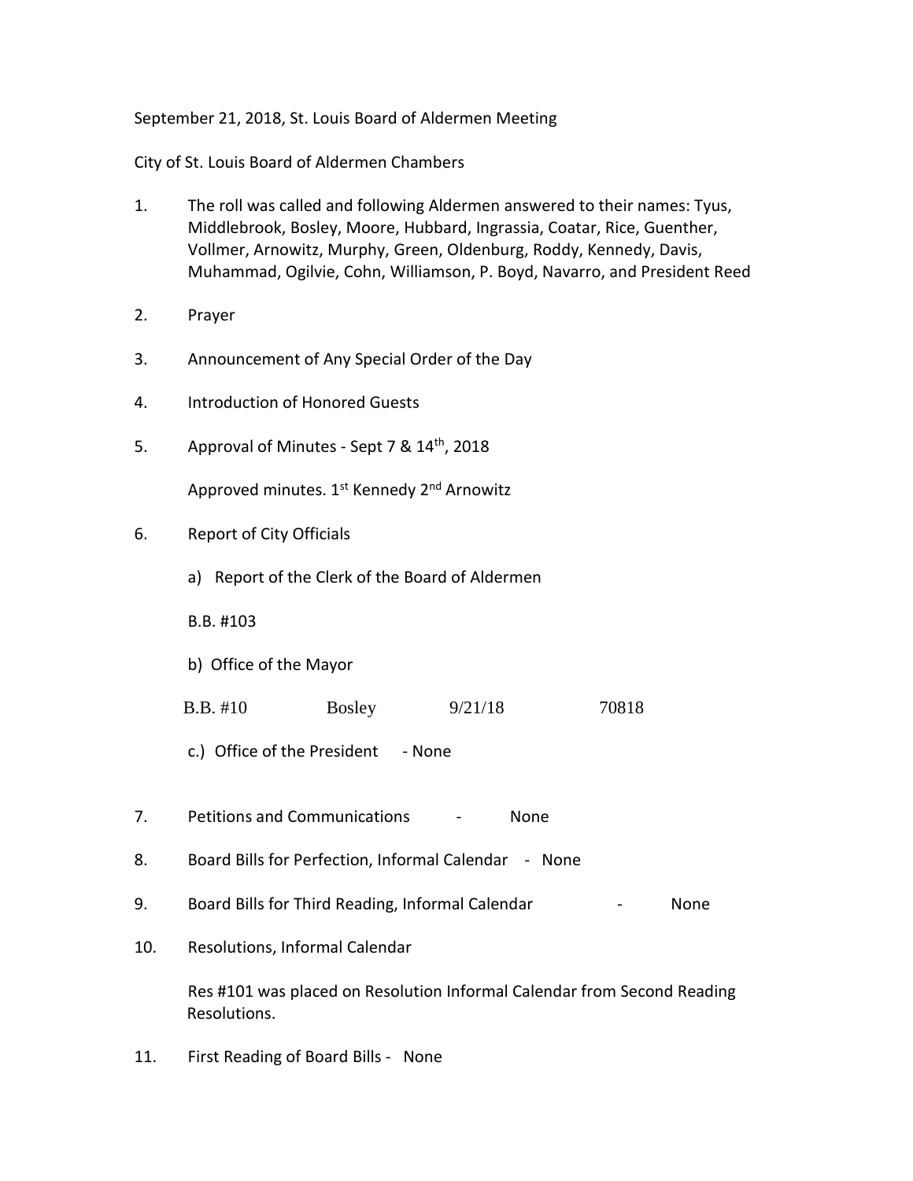September 21, 2018, St. Louis Board of Aldermen Meeting

City of St. Louis Board of Aldermen Chambers

1. The roll was called and following Aldermen answered to their names: Tyus, Middlebrook, Bosley, Moore, Hubbard, Ingrassia, Coatar, Rice, Guenther, Vollmer, Arnowitz, Murphy, Green, Oldenburg, Roddy, Kennedy, Davis, Muhammad, Ogilvie, Cohn, Williamson, P. Boyd, Navarro, and President Reed

2. Prayer

3. Announcement of Any Special Order of the Day

4. Introduction of Honored Guests

5. Approval of Minutes - Sept 7 & 14th, 2018

   Approved minutes. 1st Kennedy 2nd Arnowitz

6. Report of City Officials

   a) Report of the Clerk of the Board of Aldermen

   B.B. #103

   b) Office of the Mayor

   | B.B. #10 | Bosley | 9/21/18 | 70818 |
   |---|---|---|---|

   c.) Office of the President - None

7. Petitions and Communications - None

8. Board Bills for Perfection, Informal Calendar - None

9. Board Bills for Third Reading, Informal Calendar - None

10. Resolutions, Informal Calendar

    Res #101 was placed on Resolution Informal Calendar from Second Reading Resolutions.

11. First Reading of Board Bills - None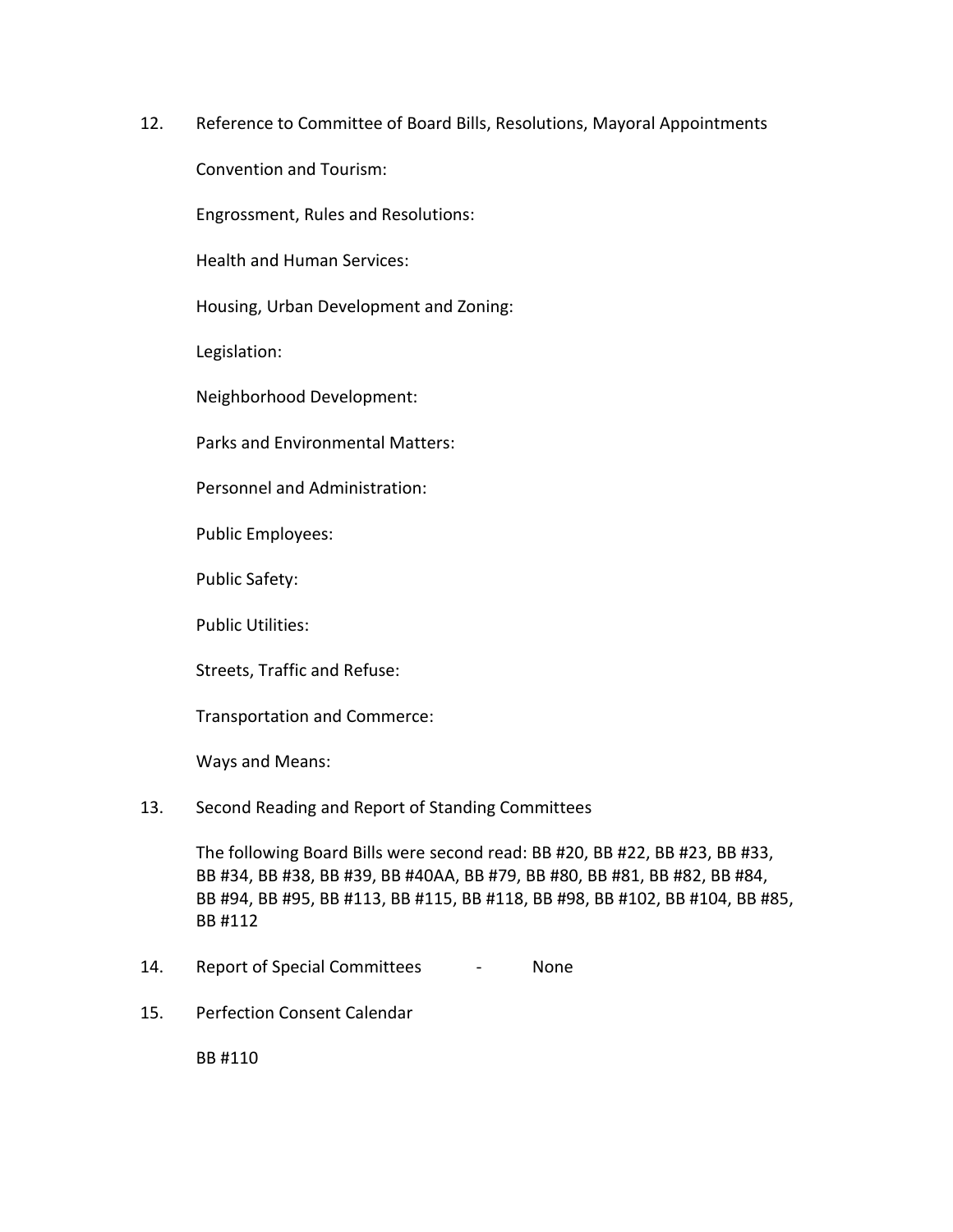12. Reference to Committee of Board Bills, Resolutions, Mayoral Appointments

    Convention and Tourism:

    Engrossment, Rules and Resolutions:

    Health and Human Services:

    Housing, Urban Development and Zoning:

    Legislation:

    Neighborhood Development:

    Parks and Environmental Matters:

    Personnel and Administration:

    Public Employees:

    Public Safety:

    Public Utilities:

    Streets, Traffic and Refuse:

    Transportation and Commerce:

    Ways and Means:

13. Second Reading and Report of Standing Committees

    The following Board Bills were second read: BB #20, BB #22, BB #23, BB #33, BB #34, BB #38, BB #39, BB #40AA, BB #79, BB #80, BB #81, BB #82, BB #84, BB #94, BB #95, BB #113, BB #115, BB #118, BB #98, BB #102, BB #104, BB #85, BB #112

14. Report of Special Committees - None

15. Perfection Consent Calendar

    BB #110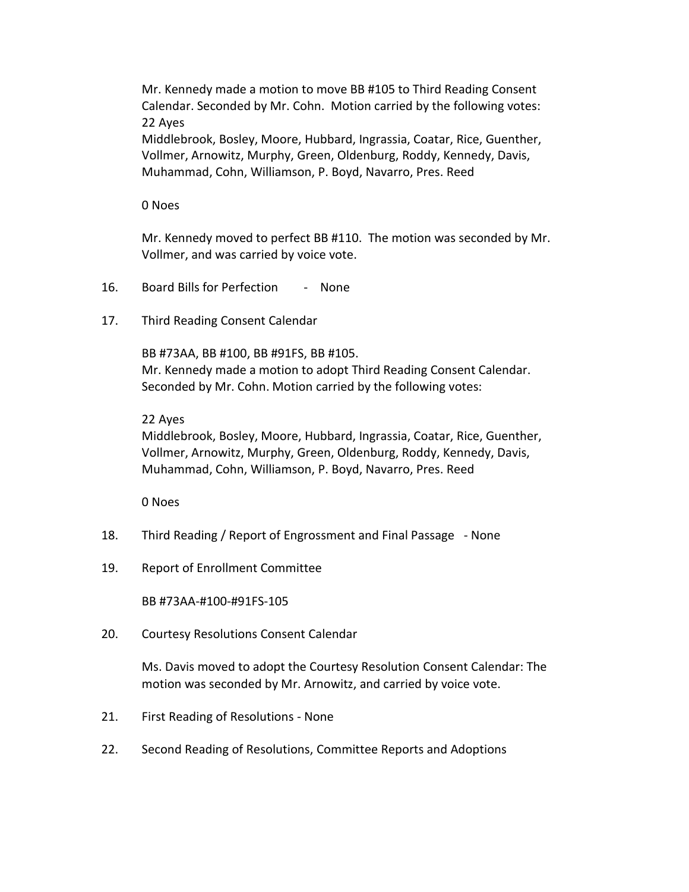Mr. Kennedy made a motion to move BB #105 to Third Reading Consent Calendar. Seconded by Mr. Cohn. Motion carried by the following votes:
22 Ayes
Middlebrook, Bosley, Moore, Hubbard, Ingrassia, Coatar, Rice, Guenther, Vollmer, Arnowitz, Murphy, Green, Oldenburg, Roddy, Kennedy, Davis, Muhammad, Cohn, Williamson, P. Boyd, Navarro, Pres. Reed

0 Noes

Mr. Kennedy moved to perfect BB #110. The motion was seconded by Mr. Vollmer, and was carried by voice vote.

16. Board Bills for Perfection - None

17. Third Reading Consent Calendar

    BB #73AA, BB #100, BB #91FS, BB #105.
    Mr. Kennedy made a motion to adopt Third Reading Consent Calendar. Seconded by Mr. Cohn. Motion carried by the following votes:

    22 Ayes
    Middlebrook, Bosley, Moore, Hubbard, Ingrassia, Coatar, Rice, Guenther, Vollmer, Arnowitz, Murphy, Green, Oldenburg, Roddy, Kennedy, Davis, Muhammad, Cohn, Williamson, P. Boyd, Navarro, Pres. Reed

    0 Noes

18. Third Reading / Report of Engrossment and Final Passage - None

19. Report of Enrollment Committee

    BB #73AA-#100-#91FS-105

20. Courtesy Resolutions Consent Calendar

    Ms. Davis moved to adopt the Courtesy Resolution Consent Calendar: The motion was seconded by Mr. Arnowitz, and carried by voice vote.

21. First Reading of Resolutions - None

22. Second Reading of Resolutions, Committee Reports and Adoptions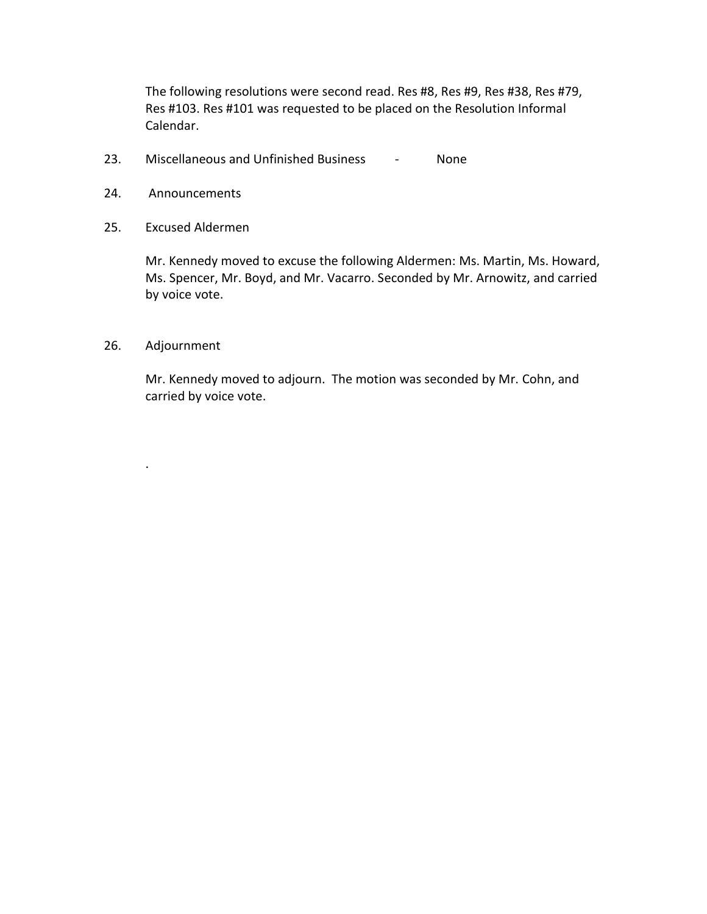The following resolutions were second read. Res #8, Res #9, Res #38, Res #79, Res #103. Res #101 was requested to be placed on the Resolution Informal Calendar.

23. Miscellaneous and Unfinished Business - None

24. Announcements

25. Excused Aldermen

    Mr. Kennedy moved to excuse the following Aldermen: Ms. Martin, Ms. Howard, Ms. Spencer, Mr. Boyd, and Mr. Vacarro. Seconded by Mr. Arnowitz, and carried by voice vote.

26. Adjournment

    Mr. Kennedy moved to adjourn. The motion was seconded by Mr. Cohn, and carried by voice vote.

.